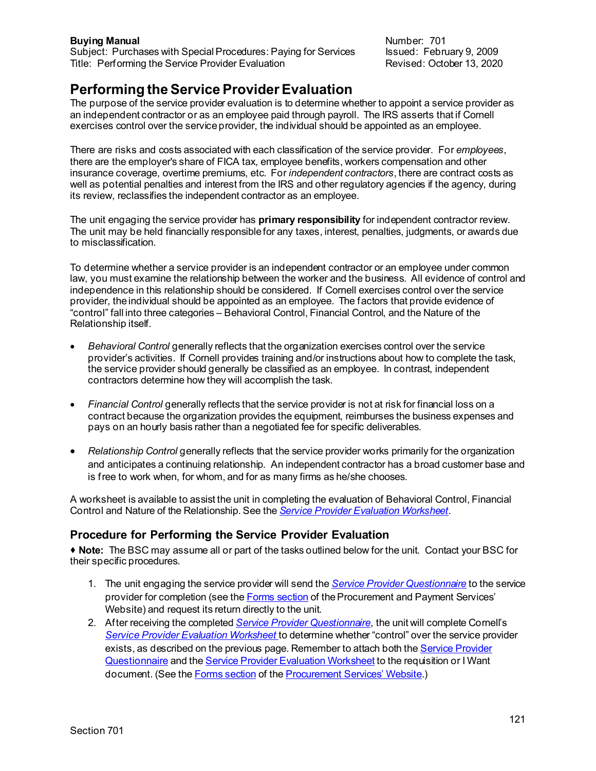**Buying Manual**
Subject: Purchases with Special Procedures: Paying for Services
Title: Performing the Service Provider Evaluation

Number: 701
Issued: February 9, 2009
Revised: October 13, 2020

# Performing the Service Provider Evaluation

The purpose of the service provider evaluation is to determine whether to appoint a service provider as an independent contractor or as an employee paid through payroll. The IRS asserts that if Cornell exercises control over the service provider, the individual should be appointed as an employee.

There are risks and costs associated with each classification of the service provider. For *employees*, there are the employer's share of FICA tax, employee benefits, workers compensation and other insurance coverage, overtime premiums, etc. For *independent contractors*, there are contract costs as well as potential penalties and interest from the IRS and other regulatory agencies if the agency, during its review, reclassifies the independent contractor as an employee.

The unit engaging the service provider has **primary responsibility** for independent contractor review. The unit may be held financially responsible for any taxes, interest, penalties, judgments, or awards due to misclassification.

To determine whether a service provider is an independent contractor or an employee under common law, you must examine the relationship between the worker and the business. All evidence of control and independence in this relationship should be considered. If Cornell exercises control over the service provider, the individual should be appointed as an employee. The factors that provide evidence of "control" fall into three categories – Behavioral Control, Financial Control, and the Nature of the Relationship itself.

- *Behavioral Control* generally reflects that the organization exercises control over the service provider's activities. If Cornell provides training and/or instructions about how to complete the task, the service provider should generally be classified as an employee. In contrast, independent contractors determine how they will accomplish the task.
- *Financial Control* generally reflects that the service provider is not at risk for financial loss on a contract because the organization provides the equipment, reimburses the business expenses and pays on an hourly basis rather than a negotiated fee for specific deliverables.
- *Relationship Control* generally reflects that the service provider works primarily for the organization and anticipates a continuing relationship. An independent contractor has a broad customer base and is free to work when, for whom, and for as many firms as he/she chooses.

A worksheet is available to assist the unit in completing the evaluation of Behavioral Control, Financial Control and Nature of the Relationship. See the *Service Provider Evaluation Worksheet*.

## Procedure for Performing the Service Provider Evaluation

♦ **Note:** The BSC may assume all or part of the tasks outlined below for the unit. Contact your BSC for their specific procedures.

1. The unit engaging the service provider will send the *Service Provider Questionnaire* to the service provider for completion (see the Forms section of the Procurement and Payment Services' Website) and request its return directly to the unit.
2. After receiving the completed *Service Provider Questionnaire*, the unit will complete Cornell's *Service Provider Evaluation Worksheet* to determine whether "control" over the service provider exists, as described on the previous page. Remember to attach both the Service Provider Questionnaire and the Service Provider Evaluation Worksheet to the requisition or I Want document. (See the Forms section of the Procurement Services' Website.)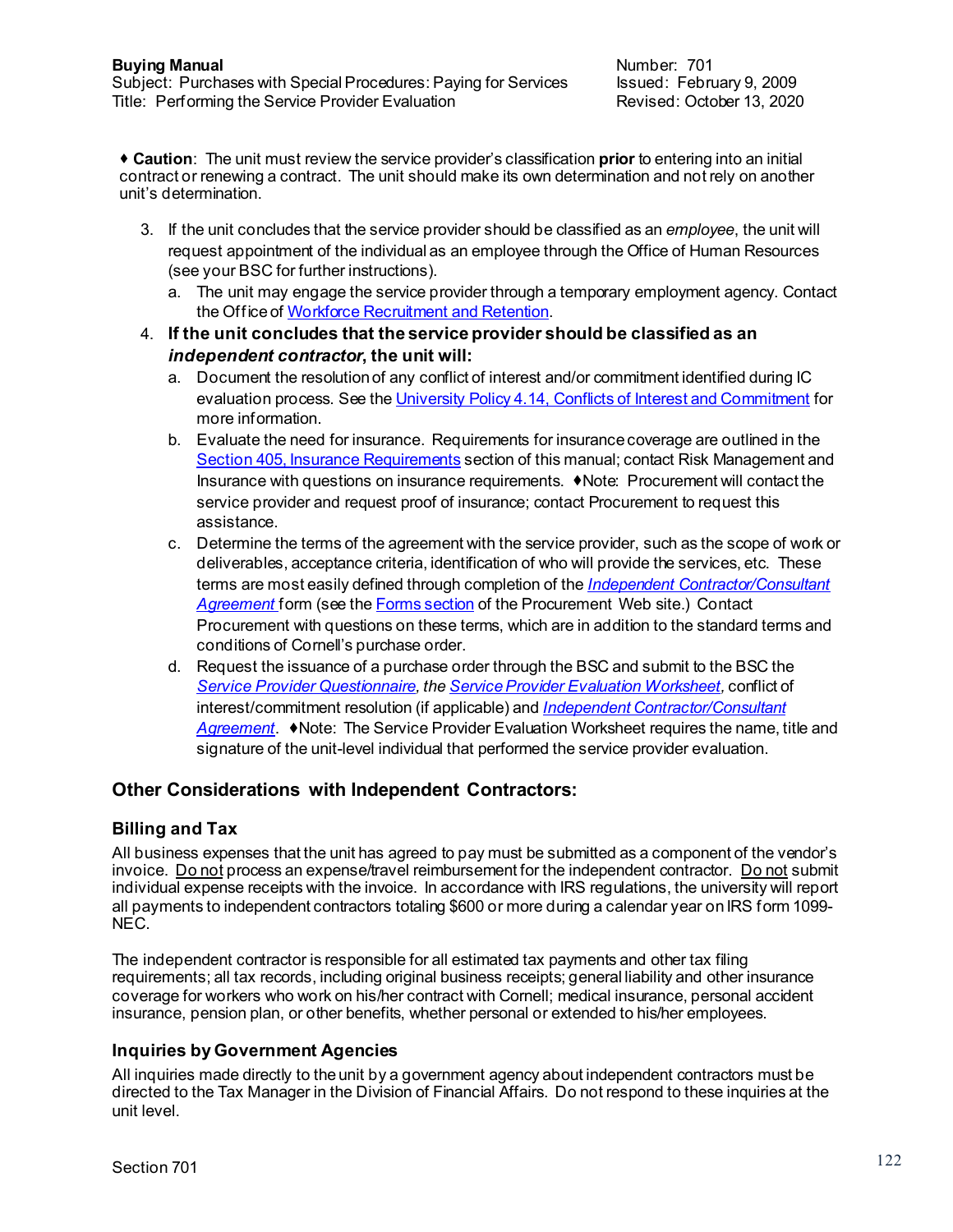♦ **Caution**: The unit must review the service provider's classification **prior** to entering into an initial contract or renewing a contract. The unit should make its own determination and not rely on another unit's determination.

3. If the unit concludes that the service provider should be classified as an *employee*, the unit will request appointment of the individual as an employee through the Office of Human Resources (see your BSC for further instructions).
   a. The unit may engage the service provider through a temporary employment agency. Contact the Office of Workforce Recruitment and Retention.
4. **If the unit concludes that the service provider should be classified as an *independent contractor*, the unit will:**
   a. Document the resolution of any conflict of interest and/or commitment identified during IC evaluation process. See the University Policy 4.14, Conflicts of Interest and Commitment for more information.
   b. Evaluate the need for insurance. Requirements for insurance coverage are outlined in the Section 405, Insurance Requirements section of this manual; contact Risk Management and Insurance with questions on insurance requirements. ♦Note: Procurement will contact the service provider and request proof of insurance; contact Procurement to request this assistance.
   c. Determine the terms of the agreement with the service provider, such as the scope of work or deliverables, acceptance criteria, identification of who will provide the services, etc. These terms are most easily defined through completion of the *Independent Contractor/Consultant Agreement* form (see the Forms section of the Procurement Web site.) Contact Procurement with questions on these terms, which are in addition to the standard terms and conditions of Cornell's purchase order.
   d. Request the issuance of a purchase order through the BSC and submit to the BSC the *Service Provider Questionnaire, the Service Provider Evaluation Worksheet*, conflict of interest/commitment resolution (if applicable) and *Independent Contractor/Consultant Agreement*. ♦Note: The Service Provider Evaluation Worksheet requires the name, title and signature of the unit-level individual that performed the service provider evaluation.

## Other Considerations with Independent Contractors:

### Billing and Tax

All business expenses that the unit has agreed to pay must be submitted as a component of the vendor's invoice. Do not process an expense/travel reimbursement for the independent contractor. Do not submit individual expense receipts with the invoice. In accordance with IRS regulations, the university will report all payments to independent contractors totaling $600 or more during a calendar year on IRS form 1099-NEC.

The independent contractor is responsible for all estimated tax payments and other tax filing requirements; all tax records, including original business receipts; general liability and other insurance coverage for workers who work on his/her contract with Cornell; medical insurance, personal accident insurance, pension plan, or other benefits, whether personal or extended to his/her employees.

### Inquiries by Government Agencies

All inquiries made directly to the unit by a government agency about independent contractors must be directed to the Tax Manager in the Division of Financial Affairs. Do not respond to these inquiries at the unit level.